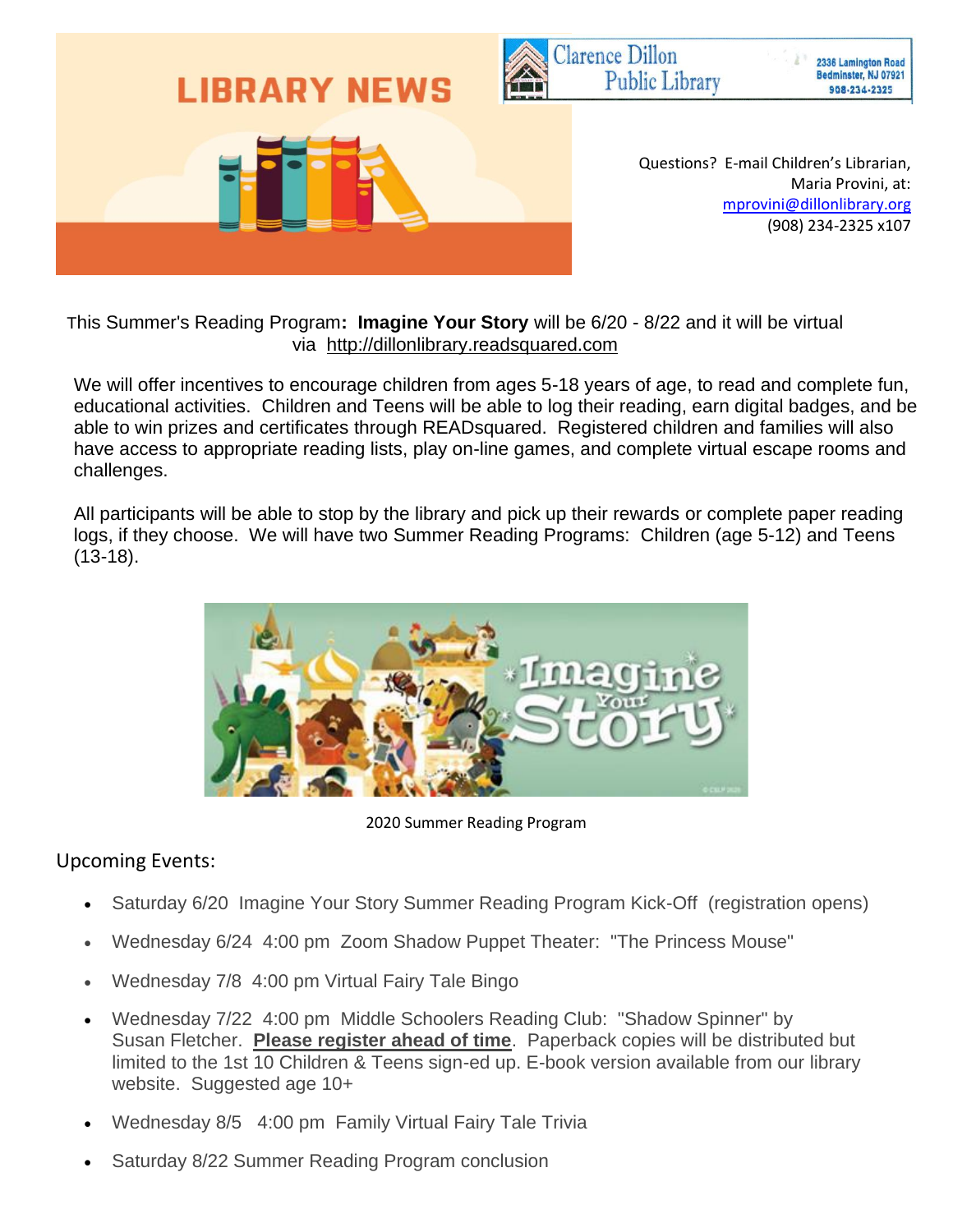# LIBRARY NEWS

Clarence Dillon Public Library
2336 Lamington Road
Bedminster, NJ 07921
908-234-2325

Questions? E-mail Children's Librarian, Maria Provini, at: mprovini@dillonlibrary.org (908) 234-2325 x107

This Summer's Reading Program**: Imagine Your Story** will be 6/20 - 8/22 and it will be virtual via http://dillonlibrary.readsquared.com

We will offer incentives to encourage children from ages 5-18 years of age, to read and complete fun, educational activities. Children and Teens will be able to log their reading, earn digital badges, and be able to win prizes and certificates through READsquared. Registered children and families will also have access to appropriate reading lists, play on-line games, and complete virtual escape rooms and challenges.

All participants will be able to stop by the library and pick up their rewards or complete paper reading logs, if they choose. We will have two Summer Reading Programs: Children (age 5-12) and Teens (13-18).

2020 Summer Reading Program

## Upcoming Events:

- Saturday 6/20 Imagine Your Story Summer Reading Program Kick-Off (registration opens)
- Wednesday 6/24 4:00 pm Zoom Shadow Puppet Theater: "The Princess Mouse"
- Wednesday 7/8 4:00 pm Virtual Fairy Tale Bingo
- Wednesday 7/22 4:00 pm Middle Schoolers Reading Club: "Shadow Spinner" by Susan Fletcher. **Please register ahead of time**. Paperback copies will be distributed but limited to the 1st 10 Children & Teens sign-ed up. E-book version available from our library website. Suggested age 10+
- Wednesday 8/5 4:00 pm Family Virtual Fairy Tale Trivia
- Saturday 8/22 Summer Reading Program conclusion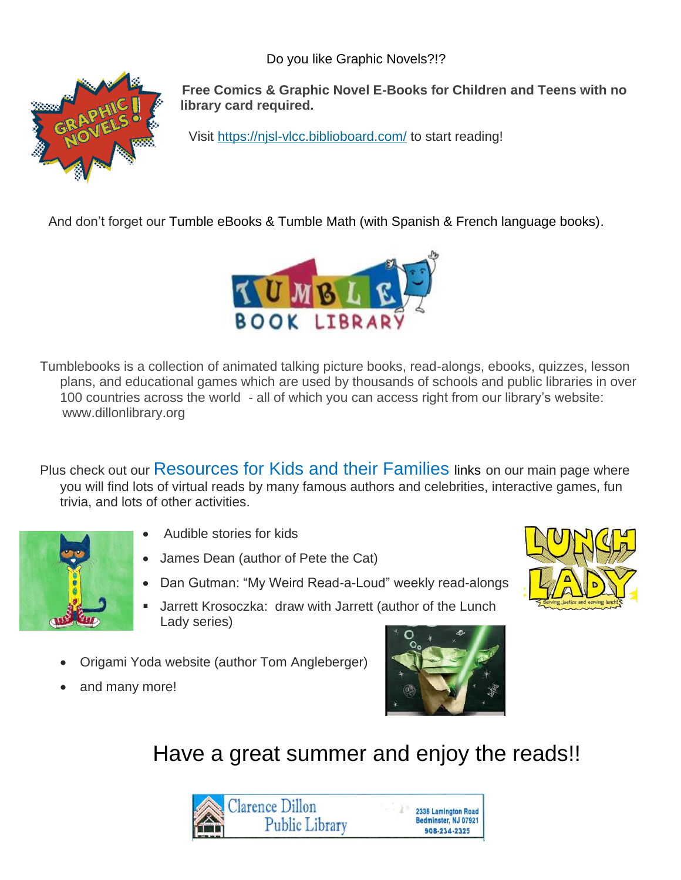Do you like Graphic Novels?!?

**Free Comics & Graphic Novel E-Books for Children and Teens with no library card required.**

Visit https://njsl-vlcc.biblioboard.com/ to start reading!

And don't forget our Tumble eBooks & Tumble Math (with Spanish & French language books).

Tumblebooks is a collection of animated talking picture books, read-alongs, ebooks, quizzes, lesson plans, and educational games which are used by thousands of schools and public libraries in over 100 countries across the world - all of which you can access right from our library's website: www.dillonlibrary.org

Plus check out our Resources for Kids and their Families links on our main page where you will find lots of virtual reads by many famous authors and celebrities, interactive games, fun trivia, and lots of other activities.

- Audible stories for kids
- James Dean (author of Pete the Cat)
- Dan Gutman: "My Weird Read-a-Loud" weekly read-alongs
- Jarrett Krosoczka: draw with Jarrett (author of the Lunch Lady series)
- Origami Yoda website (author Tom Angleberger)
- and many more!

## Have a great summer and enjoy the reads!!

Clarence Dillon Public Library
2336 Lamington Road
Bedminster, NJ 07921
908-234-2325